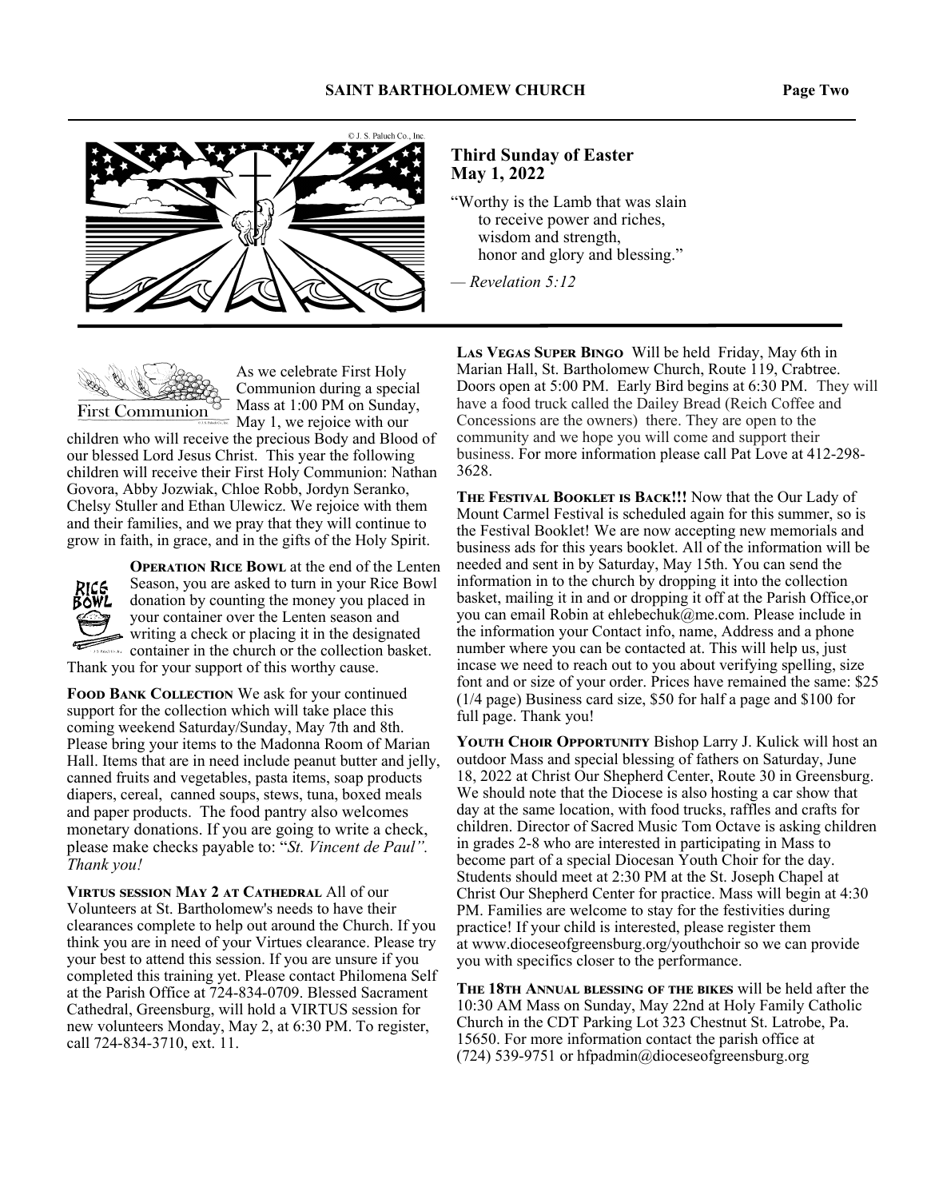## Third Sunday of Easter
## May 1, 2022

"Worthy is the Lamb that was slain
to receive power and riches,
wisdom and strength,
honor and glory and blessing."

— *Revelation 5:12*

As we celebrate First Holy Communion during a special Mass at 1:00 PM on Sunday, May 1, we rejoice with our children who will receive the precious Body and Blood of our blessed Lord Jesus Christ. This year the following children will receive their First Holy Communion: Nathan Govora, Abby Jozwiak, Chloe Robb, Jordyn Seranko, Chelsy Stuller and Ethan Ulewicz. We rejoice with them and their families, and we pray that they will continue to grow in faith, in grace, and in the gifts of the Holy Spirit.

**Operation Rice Bowl** at the end of the Lenten Season, you are asked to turn in your Rice Bowl donation by counting the money you placed in your container over the Lenten season and writing a check or placing it in the designated container in the church or the collection basket. Thank you for your support of this worthy cause.

**Food Bank Collection** We ask for your continued support for the collection which will take place this coming weekend Saturday/Sunday, May 7th and 8th. Please bring your items to the Madonna Room of Marian Hall. Items that are in need include peanut butter and jelly, canned fruits and vegetables, pasta items, soap products diapers, cereal, canned soups, stews, tuna, boxed meals and paper products. The food pantry also welcomes monetary donations. If you are going to write a check, please make checks payable to: "*St. Vincent de Paul". Thank you!*

**Virtus session May 2 at Cathedral** All of our Volunteers at St. Bartholomew's needs to have their clearances complete to help out around the Church. If you think you are in need of your Virtues clearance. Please try your best to attend this session. If you are unsure if you completed this training yet. Please contact Philomena Self at the Parish Office at 724-834-0709. Blessed Sacrament Cathedral, Greensburg, will hold a VIRTUS session for new volunteers Monday, May 2, at 6:30 PM. To register, call 724-834-3710, ext. 11.

**Las Vegas Super Bingo** Will be held Friday, May 6th in Marian Hall, St. Bartholomew Church, Route 119, Crabtree. Doors open at 5:00 PM. Early Bird begins at 6:30 PM. They will have a food truck called the Dailey Bread (Reich Coffee and Concessions are the owners) there. They are open to the community and we hope you will come and support their business. For more information please call Pat Love at 412-298-3628.

**The Festival Booklet is Back!!!** Now that the Our Lady of Mount Carmel Festival is scheduled again for this summer, so is the Festival Booklet! We are now accepting new memorials and business ads for this years booklet. All of the information will be needed and sent in by Saturday, May 15th. You can send the information in to the church by dropping it into the collection basket, mailing it in and or dropping it off at the Parish Office,or you can email Robin at ehlebechuk@me.com. Please include in the information your Contact info, name, Address and a phone number where you can be contacted at. This will help us, just incase we need to reach out to you about verifying spelling, size font and or size of your order. Prices have remained the same: $25 (1/4 page) Business card size, $50 for half a page and $100 for full page. Thank you!

**Youth Choir Opportunity** Bishop Larry J. Kulick will host an outdoor Mass and special blessing of fathers on Saturday, June 18, 2022 at Christ Our Shepherd Center, Route 30 in Greensburg. We should note that the Diocese is also hosting a car show that day at the same location, with food trucks, raffles and crafts for children. Director of Sacred Music Tom Octave is asking children in grades 2-8 who are interested in participating in Mass to become part of a special Diocesan Youth Choir for the day. Students should meet at 2:30 PM at the St. Joseph Chapel at Christ Our Shepherd Center for practice. Mass will begin at 4:30 PM. Families are welcome to stay for the festivities during practice! If your child is interested, please register them at www.dioceseofgreensburg.org/youthchoir so we can provide you with specifics closer to the performance.

**The 18th Annual blessing of the bikes** will be held after the 10:30 AM Mass on Sunday, May 22nd at Holy Family Catholic Church in the CDT Parking Lot 323 Chestnut St. Latrobe, Pa. 15650. For more information contact the parish office at (724) 539-9751 or hfpadmin@dioceseofgreensburg.org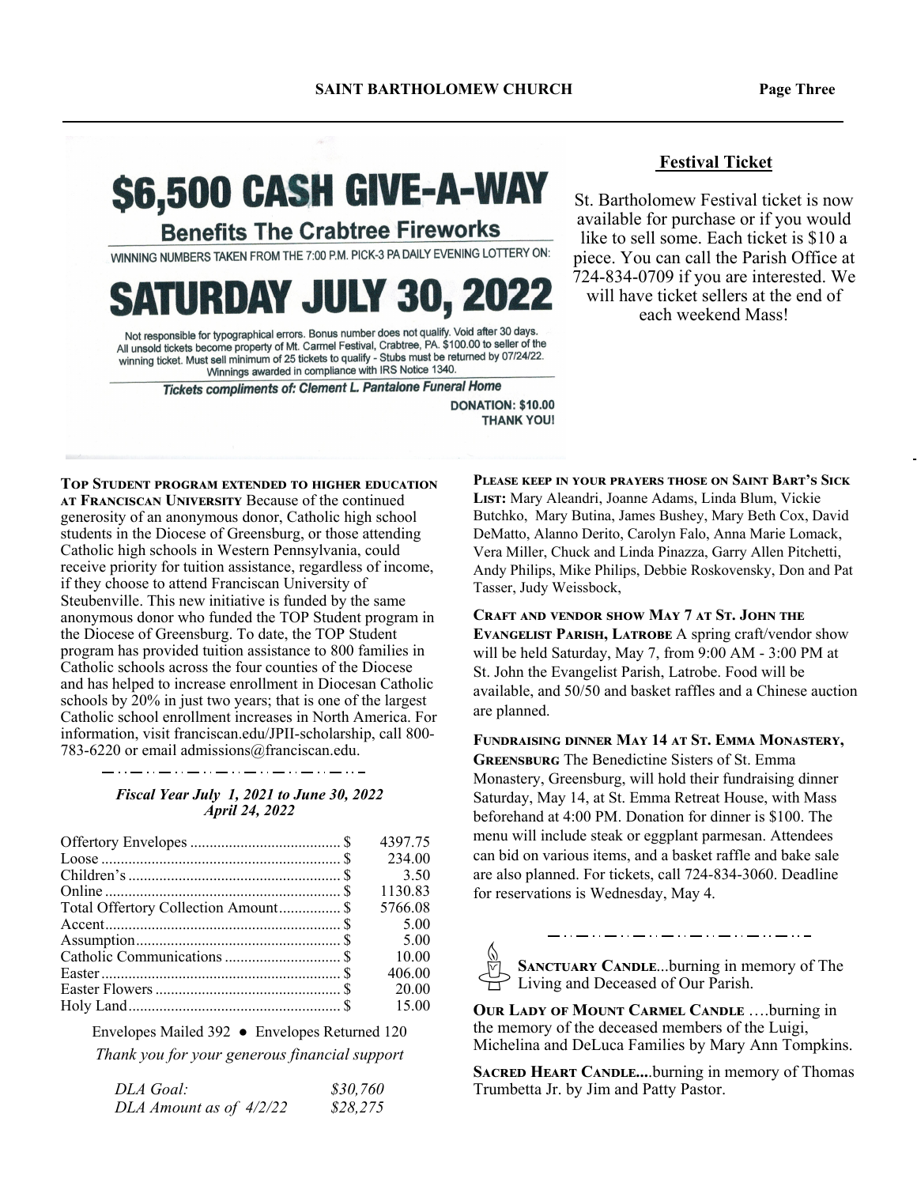# $6,500 CASH GIVE-A-WAY

## Benefits The Crabtree Fireworks

WINNING NUMBERS TAKEN FROM THE 7:00 P.M. PICK-3 PA DAILY EVENING LOTTERY ON:

# SATURDAY JULY 30, 2022

Not responsible for typographical errors. Bonus number does not qualify. Void after 30 days. All unsold tickets become property of Mt. Carmel Festival, Crabtree, PA. $100.00 to seller of the winning ticket. Must sell minimum of 25 tickets to qualify - Stubs must be returned by 07/24/22. Winnings awarded in compliance with IRS Notice 1340.

***Tickets compliments of: Clement L. Pantalone Funeral Home***

**DONATION: $10.00**
**THANK YOU!**

## Festival Ticket

St. Bartholomew Festival ticket is now available for purchase or if you would like to sell some. Each ticket is $10 a piece. You can call the Parish Office at 724-834-0709 if you are interested. We will have ticket sellers at the end of each weekend Mass!

**Top Student program extended to higher education at Franciscan University** Because of the continued generosity of an anonymous donor, Catholic high school students in the Diocese of Greensburg, or those attending Catholic high schools in Western Pennsylvania, could receive priority for tuition assistance, regardless of income, if they choose to attend Franciscan University of Steubenville. This new initiative is funded by the same anonymous donor who funded the TOP Student program in the Diocese of Greensburg. To date, the TOP Student program has provided tuition assistance to 800 families in Catholic schools across the four counties of the Diocese and has helped to increase enrollment in Diocesan Catholic schools by 20% in just two years; that is one of the largest Catholic school enrollment increases in North America. For information, visit franciscan.edu/JPII-scholarship, call 800-783-6220 or email admissions@franciscan.edu.

***Fiscal Year July 1, 2021 to June 30, 2022***
***April 24, 2022***

| | |
|---|---|
| Offertory Envelopes $ | 4397.75 |
| Loose $ | 234.00 |
| Children's $ | 3.50 |
| Online $ | 1130.83 |
| Total Offertory Collection Amount $ | 5766.08 |
| Accent $ | 5.00 |
| Assumption $ | 5.00 |
| Catholic Communications $ | 10.00 |
| Easter $ | 406.00 |
| Easter Flowers $ | 20.00 |
| Holy Land $ | 15.00 |

Envelopes Mailed 392 ● Envelopes Returned 120

*Thank you for your generous financial support*

| | |
|---|---|
| *DLA Goal:* | *$30,760* |
| *DLA Amount as of 4/2/22* | *$28,275* |

**Please keep in your prayers those on Saint Bart's Sick List:** Mary Aleandri, Joanne Adams, Linda Blum, Vickie Butchko, Mary Butina, James Bushey, Mary Beth Cox, David DeMatto, Alanno Derito, Carolyn Falo, Anna Marie Lomack, Vera Miller, Chuck and Linda Pinazza, Garry Allen Pitchetti, Andy Philips, Mike Philips, Debbie Roskovensky, Don and Pat Tasser, Judy Weissbock,

**Craft and vendor show May 7 at St. John the Evangelist Parish, Latrobe** A spring craft/vendor show will be held Saturday, May 7, from 9:00 AM - 3:00 PM at St. John the Evangelist Parish, Latrobe. Food will be available, and 50/50 and basket raffles and a Chinese auction are planned.

**Fundraising dinner May 14 at St. Emma Monastery, Greensburg** The Benedictine Sisters of St. Emma Monastery, Greensburg, will hold their fundraising dinner Saturday, May 14, at St. Emma Retreat House, with Mass beforehand at 4:00 PM. Donation for dinner is $100. The menu will include steak or eggplant parmesan. Attendees can bid on various items, and a basket raffle and bake sale are also planned. For tickets, call 724-834-3060. Deadline for reservations is Wednesday, May 4.

**Sanctuary Candle**...burning in memory of The Living and Deceased of Our Parish.

**Our Lady of Mount Carmel Candle** ….burning in the memory of the deceased members of the Luigi, Michelina and DeLuca Families by Mary Ann Tompkins.

**Sacred Heart Candle....**burning in memory of Thomas Trumbetta Jr. by Jim and Patty Pastor.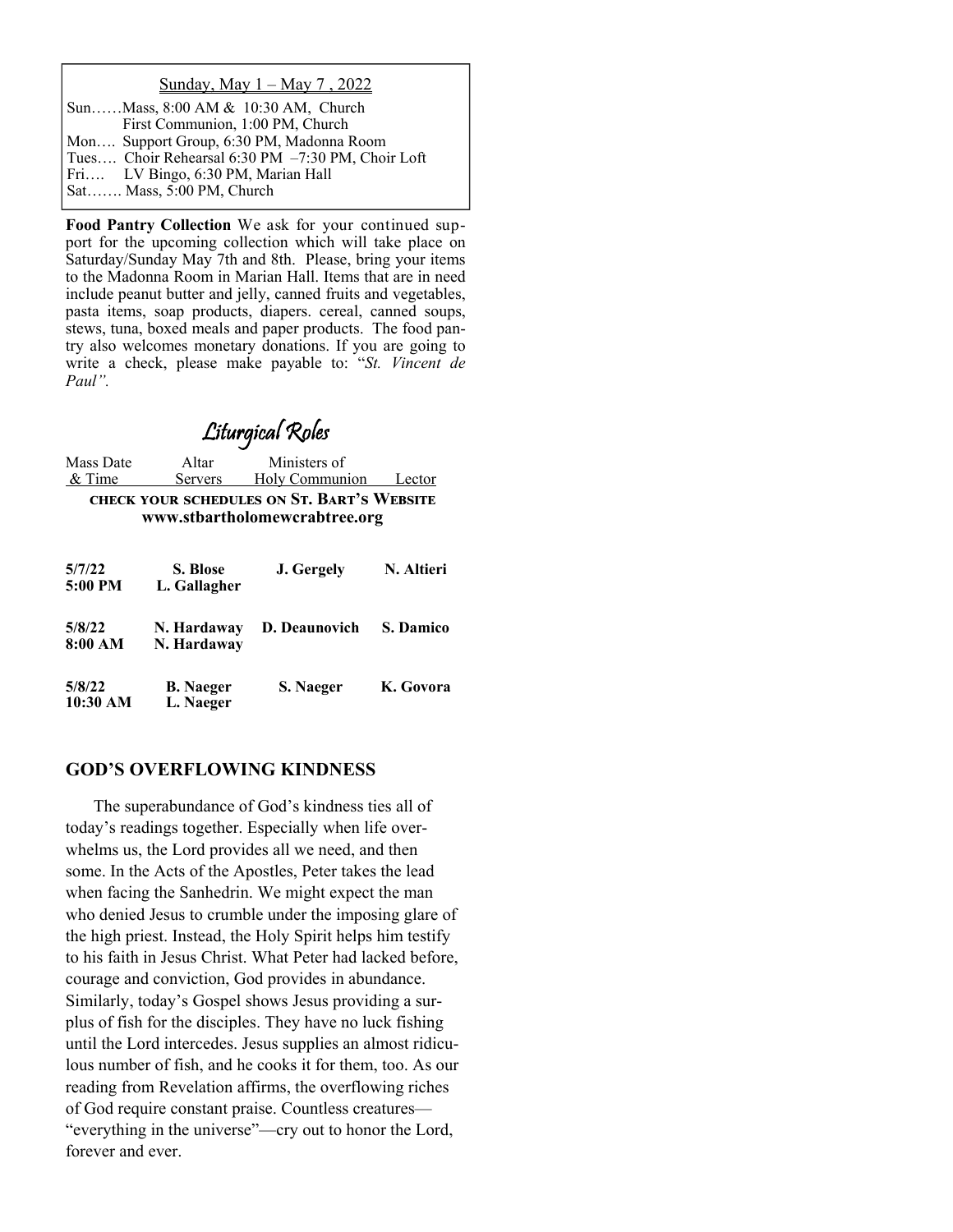Sunday, May 1 – May 7 , 2022

Sun……Mass, 8:00 AM & 10:30 AM, Church
First Communion, 1:00 PM, Church
Mon…. Support Group, 6:30 PM, Madonna Room
Tues…. Choir Rehearsal 6:30 PM –7:30 PM, Choir Loft
Fri…. LV Bingo, 6:30 PM, Marian Hall
Sat……. Mass, 5:00 PM, Church

**Food Pantry Collection** We ask for your continued support for the upcoming collection which will take place on Saturday/Sunday May 7th and 8th. Please, bring your items to the Madonna Room in Marian Hall. Items that are in need include peanut butter and jelly, canned fruits and vegetables, pasta items, soap products, diapers. cereal, canned soups, stews, tuna, boxed meals and paper products. The food pantry also welcomes monetary donations. If you are going to write a check, please make payable to: "*St. Vincent de Paul".*

## Liturgical Roles

**CHECK YOUR SCHEDULES ON ST. BART'S WEBSITE**
**www.stbartholomewcrabtree.org**

| Mass Date & Time | Altar Servers | Ministers of Holy Communion | Lector |
|---|---|---|---|
| **5/7/22 5:00 PM** | **S. Blose L. Gallagher** | **J. Gergely** | **N. Altieri** |
| **5/8/22 8:00 AM** | **N. Hardaway N. Hardaway** | **D. Deaunovich** | **S. Damico** |
| **5/8/22 10:30 AM** | **B. Naeger L. Naeger** | **S. Naeger** | **K. Govora** |

## GOD'S OVERFLOWING KINDNESS

The superabundance of God's kindness ties all of today's readings together. Especially when life overwhelms us, the Lord provides all we need, and then some. In the Acts of the Apostles, Peter takes the lead when facing the Sanhedrin. We might expect the man who denied Jesus to crumble under the imposing glare of the high priest. Instead, the Holy Spirit helps him testify to his faith in Jesus Christ. What Peter had lacked before, courage and conviction, God provides in abundance. Similarly, today's Gospel shows Jesus providing a surplus of fish for the disciples. They have no luck fishing until the Lord intercedes. Jesus supplies an almost ridiculous number of fish, and he cooks it for them, too. As our reading from Revelation affirms, the overflowing riches of God require constant praise. Countless creatures—"everything in the universe"—cry out to honor the Lord, forever and ever.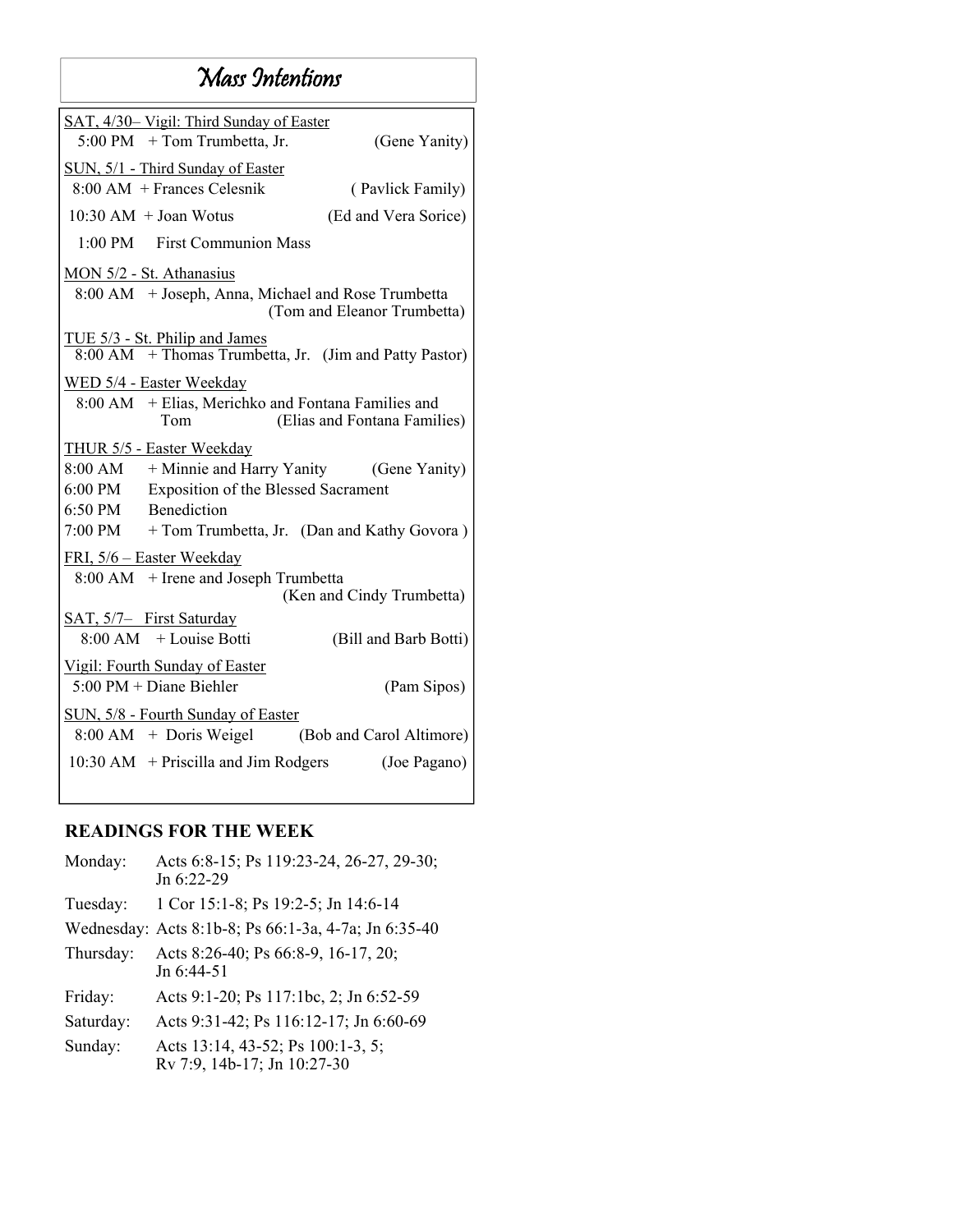# Mass Intentions

<u>SAT, 4/30– Vigil: Third Sunday of Easter</u>

5:00 PM + Tom Trumbetta, Jr. (Gene Yanity)

<u>SUN, 5/1 - Third Sunday of Easter</u>

8:00 AM + Frances Celesnik ( Pavlick Family)

10:30 AM + Joan Wotus (Ed and Vera Sorice)

1:00 PM First Communion Mass

<u>MON 5/2 - St. Athanasius</u>

8:00 AM + Joseph, Anna, Michael and Rose Trumbetta (Tom and Eleanor Trumbetta)

<u>TUE 5/3 - St. Philip and James</u>

8:00 AM + Thomas Trumbetta, Jr. (Jim and Patty Pastor)

<u>WED 5/4 - Easter Weekday</u>

8:00 AM + Elias, Merichko and Fontana Families and Tom (Elias and Fontana Families)

<u>THUR 5/5 - Easter Weekday</u>

8:00 AM + Minnie and Harry Yanity (Gene Yanity)

6:00 PM Exposition of the Blessed Sacrament

6:50 PM Benediction

7:00 PM + Tom Trumbetta, Jr. (Dan and Kathy Govora )

<u>FRI, 5/6 – Easter Weekday</u>

8:00 AM + Irene and Joseph Trumbetta (Ken and Cindy Trumbetta)

<u>SAT, 5/7– First Saturday</u>

8:00 AM + Louise Botti (Bill and Barb Botti)

<u>Vigil: Fourth Sunday of Easter</u>

5:00 PM + Diane Biehler (Pam Sipos)

<u>SUN, 5/8 - Fourth Sunday of Easter</u>

8:00 AM + Doris Weigel (Bob and Carol Altimore)

10:30 AM + Priscilla and Jim Rodgers (Joe Pagano)

## READINGS FOR THE WEEK

| | |
|---|---|
| Monday: | Acts 6:8-15; Ps 119:23-24, 26-27, 29-30; Jn 6:22-29 |
| Tuesday: | 1 Cor 15:1-8; Ps 19:2-5; Jn 14:6-14 |
| Wednesday: | Acts 8:1b-8; Ps 66:1-3a, 4-7a; Jn 6:35-40 |
| Thursday: | Acts 8:26-40; Ps 66:8-9, 16-17, 20; Jn 6:44-51 |
| Friday: | Acts 9:1-20; Ps 117:1bc, 2; Jn 6:52-59 |
| Saturday: | Acts 9:31-42; Ps 116:12-17; Jn 6:60-69 |
| Sunday: | Acts 13:14, 43-52; Ps 100:1-3, 5; Rv 7:9, 14b-17; Jn 10:27-30 |